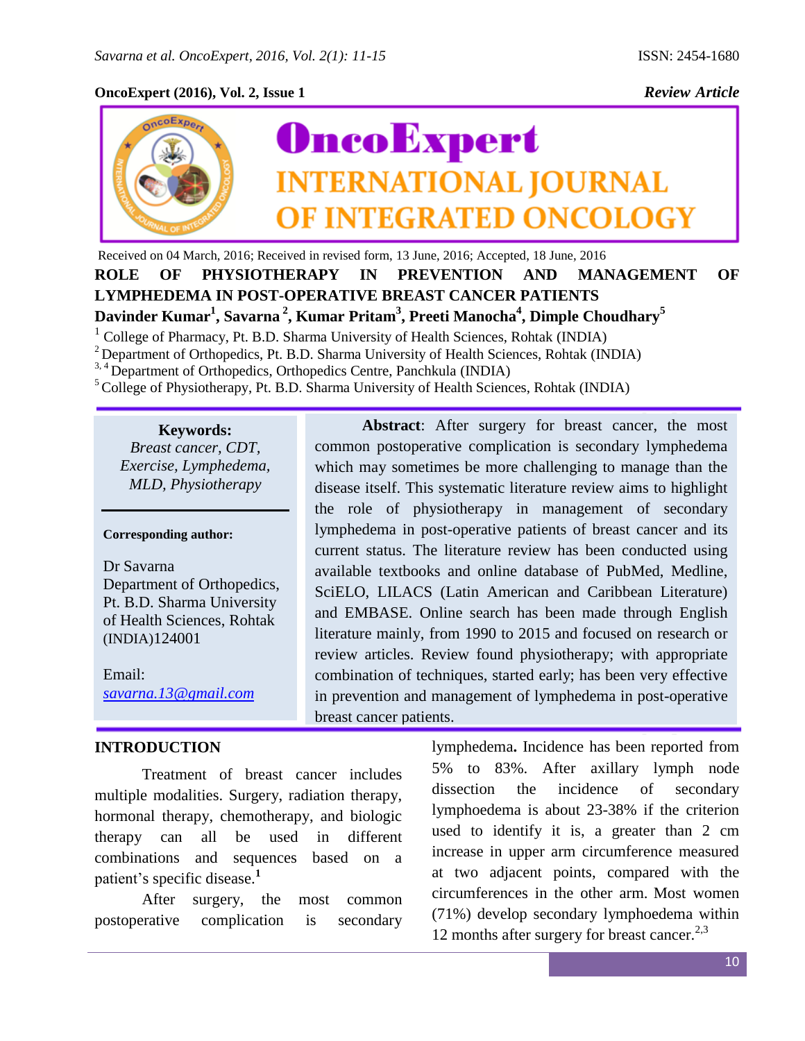Received on 04 March, 2016; Received in revised form, 13 June, 2016; Accepted, 18 June, 2016

# ROLE OF PHYSIOTHERAPY IN PREVENTION AND MANAGEMENT OF LYMPHEDEMA IN POST-OPERATIVE BREAST CANCER PATIENTS

**Davinder Kumar[1], Savarna [2], Kumar Pritam[3], Preeti Manocha[4], Dimple Choudhary[5]**

[1] College of Pharmacy, Pt. B.D. Sharma University of Health Sciences, Rohtak (INDIA)
[2] Department of Orthopedics, Pt. B.D. Sharma University of Health Sciences, Rohtak (INDIA)
[3, 4] Department of Orthopedics, Orthopedics Centre, Panchkula (INDIA)
[5] College of Physiotherapy, Pt. B.D. Sharma University of Health Sciences, Rohtak (INDIA)

**Keywords:**
*Breast cancer, CDT, Exercise, Lymphedema, MLD, Physiotherapy*

**Corresponding author:**

Dr Savarna
Department of Orthopedics, Pt. B.D. Sharma University of Health Sciences, Rohtak (INDIA)124001

Email: *savarna.13@gmail.com*

**Abstract**: After surgery for breast cancer, the most common postoperative complication is secondary lymphedema which may sometimes be more challenging to manage than the disease itself. This systematic literature review aims to highlight the role of physiotherapy in management of secondary lymphedema in post-operative patients of breast cancer and its current status. The literature review has been conducted using available textbooks and online database of PubMed, Medline, SciELO, LILACS (Latin American and Caribbean Literature) and EMBASE. Online search has been made through English literature mainly, from 1990 to 2015 and focused on research or review articles. Review found physiotherapy; with appropriate combination of techniques, started early; has been very effective in prevention and management of lymphedema in post-operative breast cancer patients.

## INTRODUCTION

Treatment of breast cancer includes multiple modalities. Surgery, radiation therapy, hormonal therapy, chemotherapy, and biologic therapy can all be used in different combinations and sequences based on a patient's specific disease.[1]

After surgery, the most common postoperative complication is secondary lymphedema**.** Incidence has been reported from 5% to 83%. After axillary lymph node dissection the incidence of secondary lymphoedema is about 23-38% if the criterion used to identify it is, a greater than 2 cm increase in upper arm circumference measured at two adjacent points, compared with the circumferences in the other arm. Most women (71%) develop secondary lymphoedema within 12 months after surgery for breast cancer.[2,3]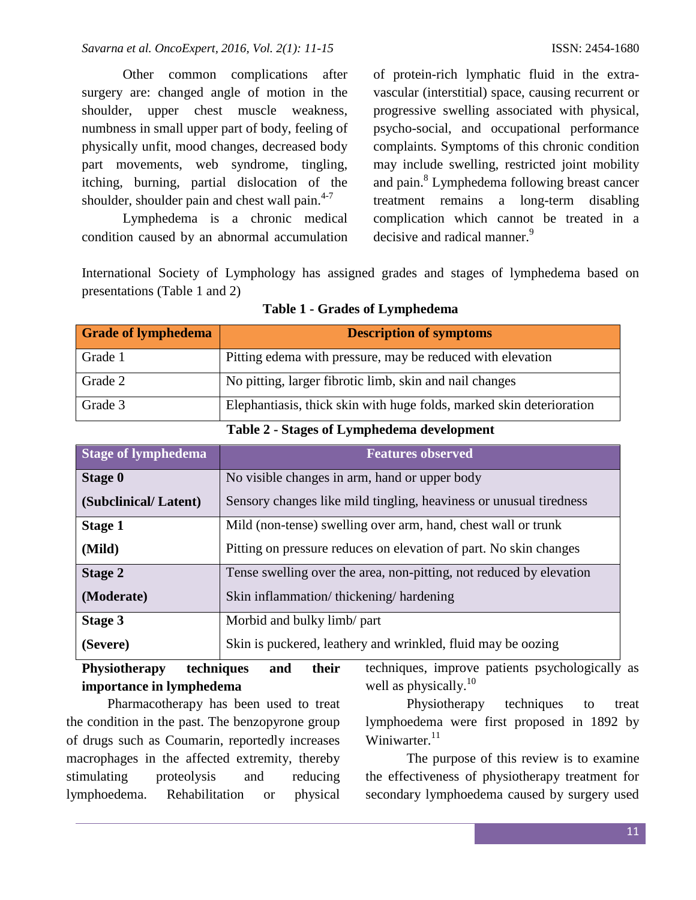Other common complications after surgery are: changed angle of motion in the shoulder, upper chest muscle weakness, numbness in small upper part of body, feeling of physically unfit, mood changes, decreased body part movements, web syndrome, tingling, itching, burning, partial dislocation of the shoulder, shoulder pain and chest wall pain.[4-7]

Lymphedema is a chronic medical condition caused by an abnormal accumulation of protein-rich lymphatic fluid in the extra-vascular (interstitial) space, causing recurrent or progressive swelling associated with physical, psycho-social, and occupational performance complaints. Symptoms of this chronic condition may include swelling, restricted joint mobility and pain.[8] Lymphedema following breast cancer treatment remains a long-term disabling complication which cannot be treated in a decisive and radical manner.[9]

International Society of Lymphology has assigned grades and stages of lymphedema based on presentations (Table 1 and 2)

**Table 1 - Grades of Lymphedema**

| Grade of lymphedema | Description of symptoms |
|---|---|
| Grade 1 | Pitting edema with pressure, may be reduced with elevation |
| Grade 2 | No pitting, larger fibrotic limb, skin and nail changes |
| Grade 3 | Elephantiasis, thick skin with huge folds, marked skin deterioration |

**Table 2 - Stages of Lymphedema development**

| Stage of lymphedema | Features observed |
|---|---|
| **Stage 0 (Subclinical/ Latent)** | No visible changes in arm, hand or upper body<br>Sensory changes like mild tingling, heaviness or unusual tiredness |
| **Stage 1 (Mild)** | Mild (non-tense) swelling over arm, hand, chest wall or trunk<br>Pitting on pressure reduces on elevation of part. No skin changes |
| **Stage 2 (Moderate)** | Tense swelling over the area, non-pitting, not reduced by elevation<br>Skin inflammation/ thickening/ hardening |
| **Stage 3 (Severe)** | Morbid and bulky limb/ part<br>Skin is puckered, leathery and wrinkled, fluid may be oozing |

**Physiotherapy techniques and their importance in lymphedema**

Pharmacotherapy has been used to treat the condition in the past. The benzopyrone group of drugs such as Coumarin, reportedly increases macrophages in the affected extremity, thereby stimulating proteolysis and reducing lymphoedema. Rehabilitation or physical techniques, improve patients psychologically as well as physically.[10]

Physiotherapy techniques to treat lymphoedema were first proposed in 1892 by Winiwarter.[11]

The purpose of this review is to examine the effectiveness of physiotherapy treatment for secondary lymphoedema caused by surgery used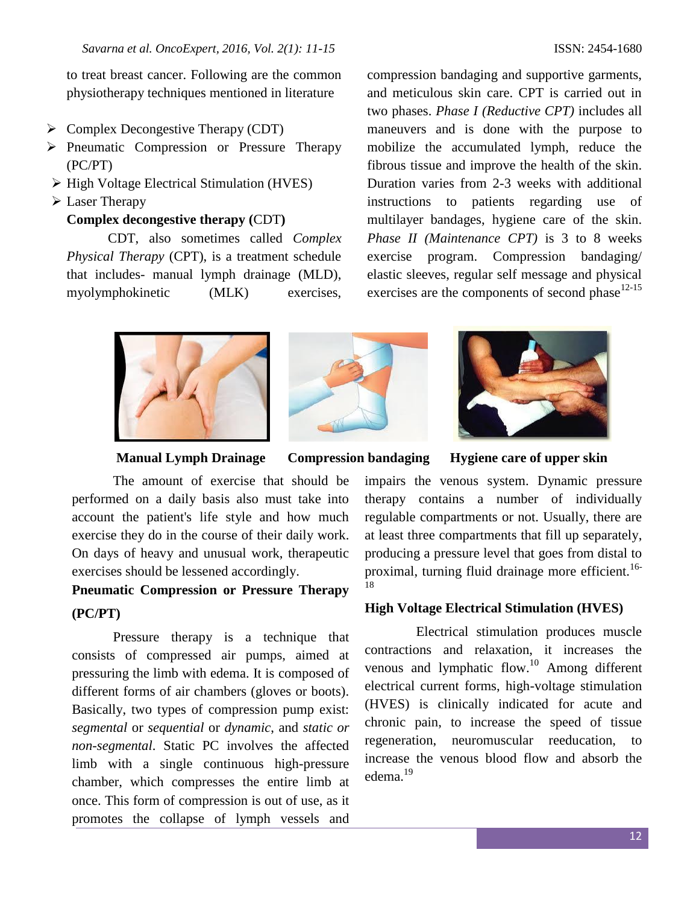to treat breast cancer. Following are the common physiotherapy techniques mentioned in literature

- Complex Decongestive Therapy (CDT)
- Pneumatic Compression or Pressure Therapy (PC/PT)
- High Voltage Electrical Stimulation (HVES)
- Laser Therapy

**Complex decongestive therapy (CDT)**

CDT, also sometimes called *Complex Physical Therapy* (CPT), is a treatment schedule that includes- manual lymph drainage (MLD), myolymphokinetic (MLK) exercises, compression bandaging and supportive garments, and meticulous skin care. CPT is carried out in two phases. *Phase I (Reductive CPT)* includes all maneuvers and is done with the purpose to mobilize the accumulated lymph, reduce the fibrous tissue and improve the health of the skin. Duration varies from 2-3 weeks with additional instructions to patients regarding use of multilayer bandages, hygiene care of the skin. *Phase II (Maintenance CPT)* is 3 to 8 weeks exercise program. Compression bandaging/ elastic sleeves, regular self message and physical exercises are the components of second phase[12-15]

**Manual Lymph Drainage** **Compression bandaging** **Hygiene care of upper skin**

The amount of exercise that should be performed on a daily basis also must take into account the patient's life style and how much exercise they do in the course of their daily work. On days of heavy and unusual work, therapeutic exercises should be lessened accordingly.

**Pneumatic Compression or Pressure Therapy (PC/PT)**

Pressure therapy is a technique that consists of compressed air pumps, aimed at pressuring the limb with edema. It is composed of different forms of air chambers (gloves or boots). Basically, two types of compression pump exist: *segmental* or *sequential* or *dynamic*, and *static or non-segmental*. Static PC involves the affected limb with a single continuous high-pressure chamber, which compresses the entire limb at once. This form of compression is out of use, as it promotes the collapse of lymph vessels and impairs the venous system. Dynamic pressure therapy contains a number of individually regulable compartments or not. Usually, there are at least three compartments that fill up separately, producing a pressure level that goes from distal to proximal, turning fluid drainage more efficient.[16-18]

**High Voltage Electrical Stimulation (HVES)**

Electrical stimulation produces muscle contractions and relaxation, it increases the venous and lymphatic flow.[10] Among different electrical current forms, high-voltage stimulation (HVES) is clinically indicated for acute and chronic pain, to increase the speed of tissue regeneration, neuromuscular reeducation, to increase the venous blood flow and absorb the edema.[19]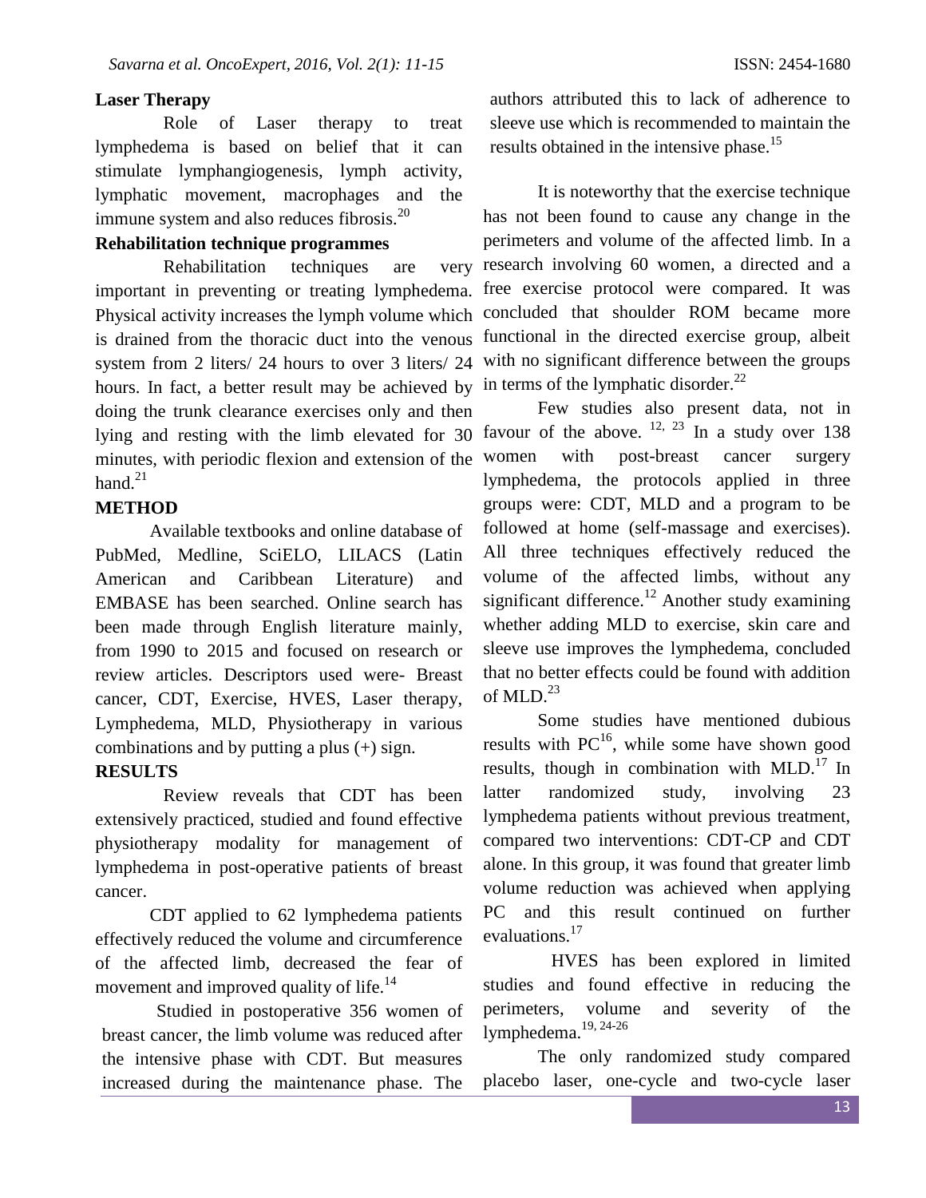**Laser Therapy**

Role of Laser therapy to treat lymphedema is based on belief that it can stimulate lymphangiogenesis, lymph activity, lymphatic movement, macrophages and the immune system and also reduces fibrosis.[20]

**Rehabilitation technique programmes**

Rehabilitation techniques are very important in preventing or treating lymphedema. Physical activity increases the lymph volume which is drained from the thoracic duct into the venous system from 2 liters/ 24 hours to over 3 liters/ 24 hours. In fact, a better result may be achieved by doing the trunk clearance exercises only and then lying and resting with the limb elevated for 30 minutes, with periodic flexion and extension of the hand.[21]

## METHOD

Available textbooks and online database of PubMed, Medline, SciELO, LILACS (Latin American and Caribbean Literature) and EMBASE has been searched. Online search has been made through English literature mainly, from 1990 to 2015 and focused on research or review articles. Descriptors used were- Breast cancer, CDT, Exercise, HVES, Laser therapy, Lymphedema, MLD, Physiotherapy in various combinations and by putting a plus (+) sign.

## RESULTS

Review reveals that CDT has been extensively practiced, studied and found effective physiotherapy modality for management of lymphedema in post-operative patients of breast cancer.

CDT applied to 62 lymphedema patients effectively reduced the volume and circumference of the affected limb, decreased the fear of movement and improved quality of life.[14]

Studied in postoperative 356 women of breast cancer, the limb volume was reduced after the intensive phase with CDT. But measures increased during the maintenance phase. The authors attributed this to lack of adherence to sleeve use which is recommended to maintain the results obtained in the intensive phase.[15]

It is noteworthy that the exercise technique has not been found to cause any change in the perimeters and volume of the affected limb. In a research involving 60 women, a directed and a free exercise protocol were compared. It was concluded that shoulder ROM became more functional in the directed exercise group, albeit with no significant difference between the groups in terms of the lymphatic disorder.[22]

Few studies also present data, not in favour of the above.[12, 23] In a study over 138 women with post-breast cancer surgery lymphedema, the protocols applied in three groups were: CDT, MLD and a program to be followed at home (self-massage and exercises). All three techniques effectively reduced the volume of the affected limbs, without any significant difference.[12] Another study examining whether adding MLD to exercise, skin care and sleeve use improves the lymphedema, concluded that no better effects could be found with addition of MLD.[23]

Some studies have mentioned dubious results with PC[16], while some have shown good results, though in combination with MLD.[17] In latter randomized study, involving 23 lymphedema patients without previous treatment, compared two interventions: CDT-CP and CDT alone. In this group, it was found that greater limb volume reduction was achieved when applying PC and this result continued on further evaluations.[17]

HVES has been explored in limited studies and found effective in reducing the perimeters, volume and severity of the lymphedema.[19, 24-26]

The only randomized study compared placebo laser, one-cycle and two-cycle laser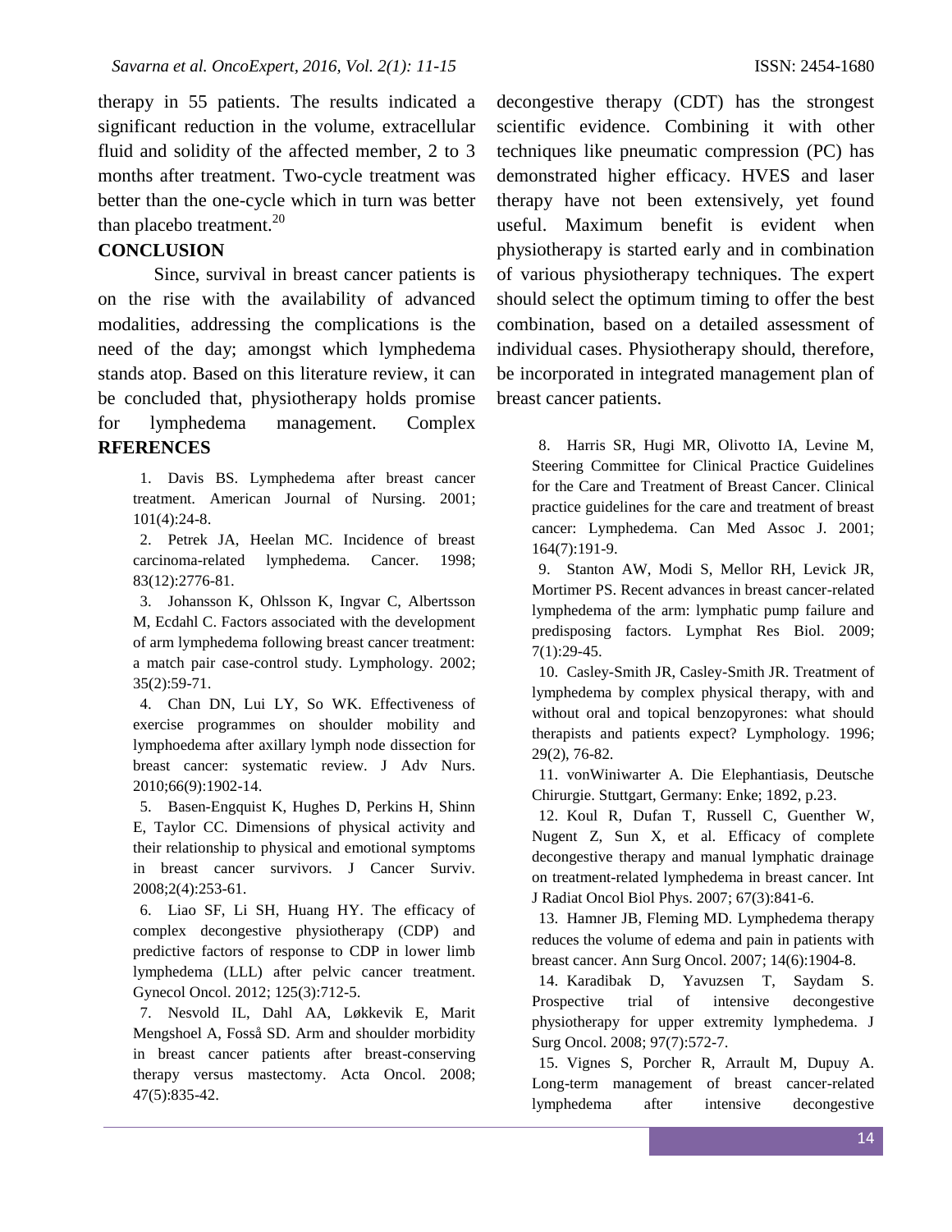therapy in 55 patients. The results indicated a significant reduction in the volume, extracellular fluid and solidity of the affected member, 2 to 3 months after treatment. Two-cycle treatment was better than the one-cycle which in turn was better than placebo treatment.[20]

## CONCLUSION

Since, survival in breast cancer patients is on the rise with the availability of advanced modalities, addressing the complications is the need of the day; amongst which lymphedema stands atop. Based on this literature review, it can be concluded that, physiotherapy holds promise for lymphedema management. Complex decongestive therapy (CDT) has the strongest scientific evidence. Combining it with other techniques like pneumatic compression (PC) has demonstrated higher efficacy. HVES and laser therapy have not been extensively, yet found useful. Maximum benefit is evident when physiotherapy is started early and in combination of various physiotherapy techniques. The expert should select the optimum timing to offer the best combination, based on a detailed assessment of individual cases. Physiotherapy should, therefore, be incorporated in integrated management plan of breast cancer patients.

## RFERENCES

1. Davis BS. Lymphedema after breast cancer treatment. American Journal of Nursing. 2001; 101(4):24-8.
2. Petrek JA, Heelan MC. Incidence of breast carcinoma-related lymphedema. Cancer. 1998; 83(12):2776-81.
3. Johansson K, Ohlsson K, Ingvar C, Albertsson M, Ecdahl C. Factors associated with the development of arm lymphedema following breast cancer treatment: a match pair case-control study. Lymphology. 2002; 35(2):59-71.
4. Chan DN, Lui LY, So WK. Effectiveness of exercise programmes on shoulder mobility and lymphoedema after axillary lymph node dissection for breast cancer: systematic review. J Adv Nurs. 2010;66(9):1902-14.
5. Basen-Engquist K, Hughes D, Perkins H, Shinn E, Taylor CC. Dimensions of physical activity and their relationship to physical and emotional symptoms in breast cancer survivors. J Cancer Surviv. 2008;2(4):253-61.
6. Liao SF, Li SH, Huang HY. The efficacy of complex decongestive physiotherapy (CDP) and predictive factors of response to CDP in lower limb lymphedema (LLL) after pelvic cancer treatment. Gynecol Oncol. 2012; 125(3):712-5.
7. Nesvold IL, Dahl AA, Løkkevik E, Marit Mengshoel A, Fosså SD. Arm and shoulder morbidity in breast cancer patients after breast-conserving therapy versus mastectomy. Acta Oncol. 2008; 47(5):835-42.
8. Harris SR, Hugi MR, Olivotto IA, Levine M, Steering Committee for Clinical Practice Guidelines for the Care and Treatment of Breast Cancer. Clinical practice guidelines for the care and treatment of breast cancer: Lymphedema. Can Med Assoc J. 2001; 164(7):191-9.
9. Stanton AW, Modi S, Mellor RH, Levick JR, Mortimer PS. Recent advances in breast cancer-related lymphedema of the arm: lymphatic pump failure and predisposing factors. Lymphat Res Biol. 2009; 7(1):29-45.
10. Casley-Smith JR, Casley-Smith JR. Treatment of lymphedema by complex physical therapy, with and without oral and topical benzopyrones: what should therapists and patients expect? Lymphology. 1996; 29(2), 76-82.
11. vonWiniwarter A. Die Elephantiasis, Deutsche Chirurgie. Stuttgart, Germany: Enke; 1892, p.23.
12. Koul R, Dufan T, Russell C, Guenther W, Nugent Z, Sun X, et al. Efficacy of complete decongestive therapy and manual lymphatic drainage on treatment-related lymphedema in breast cancer. Int J Radiat Oncol Biol Phys. 2007; 67(3):841-6.
13. Hamner JB, Fleming MD. Lymphedema therapy reduces the volume of edema and pain in patients with breast cancer. Ann Surg Oncol. 2007; 14(6):1904-8.
14. Karadibak D, Yavuzsen T, Saydam S. Prospective trial of intensive decongestive physiotherapy for upper extremity lymphedema. J Surg Oncol. 2008; 97(7):572-7.
15. Vignes S, Porcher R, Arrault M, Dupuy A. Long-term management of breast cancer-related lymphedema after intensive decongestive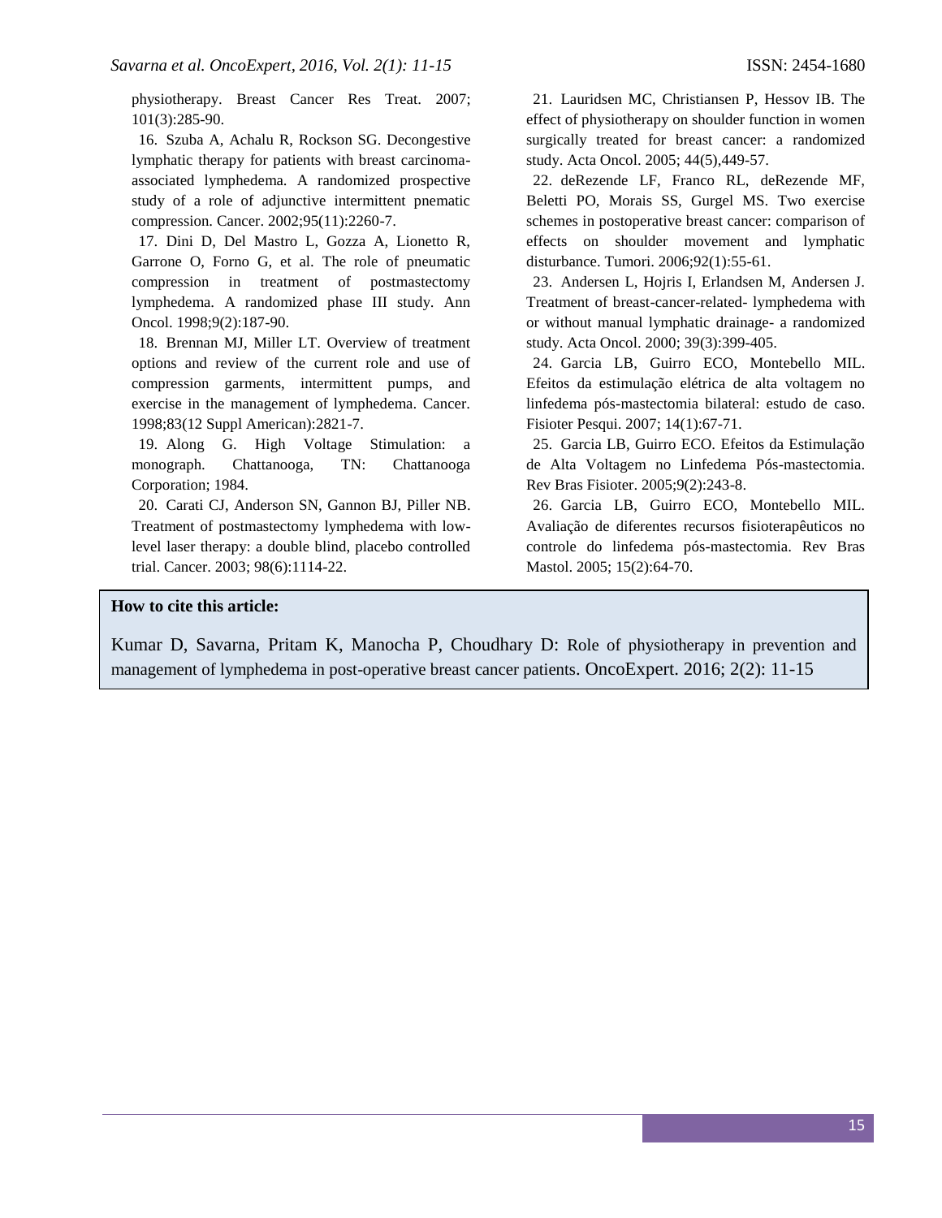physiotherapy. Breast Cancer Res Treat. 2007; 101(3):285-90.

16. Szuba A, Achalu R, Rockson SG. Decongestive lymphatic therapy for patients with breast carcinoma-associated lymphedema. A randomized prospective study of a role of adjunctive intermittent pnematic compression. Cancer. 2002;95(11):2260-7.

17. Dini D, Del Mastro L, Gozza A, Lionetto R, Garrone O, Forno G, et al. The role of pneumatic compression in treatment of postmastectomy lymphedema. A randomized phase III study. Ann Oncol. 1998;9(2):187-90.

18. Brennan MJ, Miller LT. Overview of treatment options and review of the current role and use of compression garments, intermittent pumps, and exercise in the management of lymphedema. Cancer. 1998;83(12 Suppl American):2821-7.

19. Along G. High Voltage Stimulation: a monograph. Chattanooga, TN: Chattanooga Corporation; 1984.

20. Carati CJ, Anderson SN, Gannon BJ, Piller NB. Treatment of postmastectomy lymphedema with low-level laser therapy: a double blind, placebo controlled trial. Cancer. 2003; 98(6):1114-22.

21. Lauridsen MC, Christiansen P, Hessov IB. The effect of physiotherapy on shoulder function in women surgically treated for breast cancer: a randomized study. Acta Oncol. 2005; 44(5),449-57.

22. deRezende LF, Franco RL, deRezende MF, Beletti PO, Morais SS, Gurgel MS. Two exercise schemes in postoperative breast cancer: comparison of effects on shoulder movement and lymphatic disturbance. Tumori. 2006;92(1):55-61.

23. Andersen L, Hojris I, Erlandsen M, Andersen J. Treatment of breast-cancer-related- lymphedema with or without manual lymphatic drainage- a randomized study. Acta Oncol. 2000; 39(3):399-405.

24. Garcia LB, Guirro ECO, Montebello MIL. Efeitos da estimulação elétrica de alta voltagem no linfedema pós-mastectomia bilateral: estudo de caso. Fisioter Pesqui. 2007; 14(1):67-71.

25. Garcia LB, Guirro ECO. Efeitos da Estimulação de Alta Voltagem no Linfedema Pós-mastectomia. Rev Bras Fisioter. 2005;9(2):243-8.

26. Garcia LB, Guirro ECO, Montebello MIL. Avaliação de diferentes recursos fisioterapêuticos no controle do linfedema pós-mastectomia. Rev Bras Mastol. 2005; 15(2):64-70.

**How to cite this article:**

Kumar D, Savarna, Pritam K, Manocha P, Choudhary D: Role of physiotherapy in prevention and management of lymphedema in post-operative breast cancer patients. OncoExpert. 2016; 2(2): 11-15